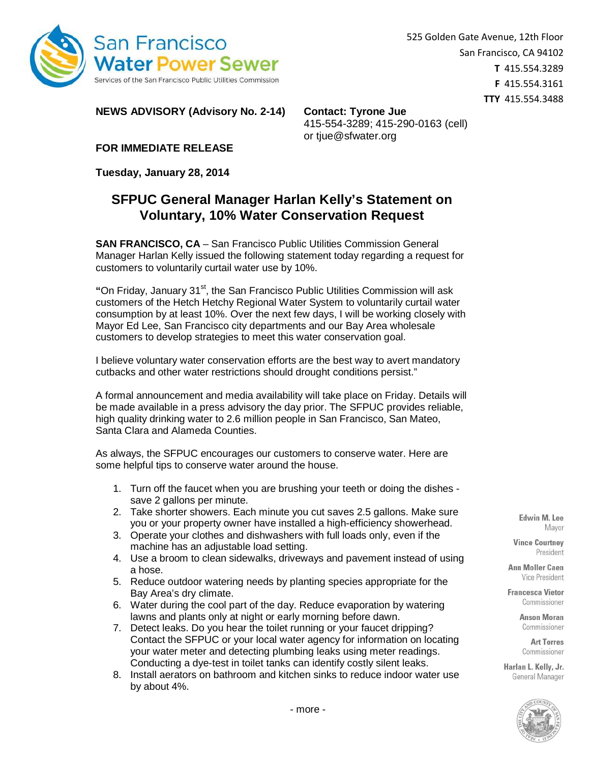San Francisco
Water Power Sewer
Services of the San Francisco Public Utilities Commission

525 Golden Gate Avenue, 12th Floor
San Francisco, CA 94102
**T** 415.554.3289
**F** 415.554.3161
**TTY** 415.554.3488

**NEWS ADVISORY (Advisory No. 2-14)**

**Contact: Tyrone Jue**
415-554-3289; 415-290-0163 (cell)
or tjue@sfwater.org

**FOR IMMEDIATE RELEASE**

**Tuesday, January 28, 2014**

# SFPUC General Manager Harlan Kelly's Statement on Voluntary, 10% Water Conservation Request

**SAN FRANCISCO, CA** – San Francisco Public Utilities Commission General Manager Harlan Kelly issued the following statement today regarding a request for customers to voluntarily curtail water use by 10%.

**"**On Friday, January 31st, the San Francisco Public Utilities Commission will ask customers of the Hetch Hetchy Regional Water System to voluntarily curtail water consumption by at least 10%. Over the next few days, I will be working closely with Mayor Ed Lee, San Francisco city departments and our Bay Area wholesale customers to develop strategies to meet this water conservation goal.

I believe voluntary water conservation efforts are the best way to avert mandatory cutbacks and other water restrictions should drought conditions persist."

A formal announcement and media availability will take place on Friday. Details will be made available in a press advisory the day prior. The SFPUC provides reliable, high quality drinking water to 2.6 million people in San Francisco, San Mateo, Santa Clara and Alameda Counties.

As always, the SFPUC encourages our customers to conserve water. Here are some helpful tips to conserve water around the house.

1. Turn off the faucet when you are brushing your teeth or doing the dishes - save 2 gallons per minute.
2. Take shorter showers. Each minute you cut saves 2.5 gallons. Make sure you or your property owner have installed a high-efficiency showerhead.
3. Operate your clothes and dishwashers with full loads only, even if the machine has an adjustable load setting.
4. Use a broom to clean sidewalks, driveways and pavement instead of using a hose.
5. Reduce outdoor watering needs by planting species appropriate for the Bay Area's dry climate.
6. Water during the cool part of the day. Reduce evaporation by watering lawns and plants only at night or early morning before dawn.
7. Detect leaks. Do you hear the toilet running or your faucet dripping? Contact the SFPUC or your local water agency for information on locating your water meter and detecting plumbing leaks using meter readings. Conducting a dye-test in toilet tanks can identify costly silent leaks.
8. Install aerators on bathroom and kitchen sinks to reduce indoor water use by about 4%.

- more -

**Edwin M. Lee**
Mayor

**Vince Courtney**
President

**Ann Moller Caen**
Vice President

**Francesca Vietor**
Commissioner

**Anson Moran**
Commissioner

**Art Torres**
Commissioner

**Harlan L. Kelly, Jr.**
General Manager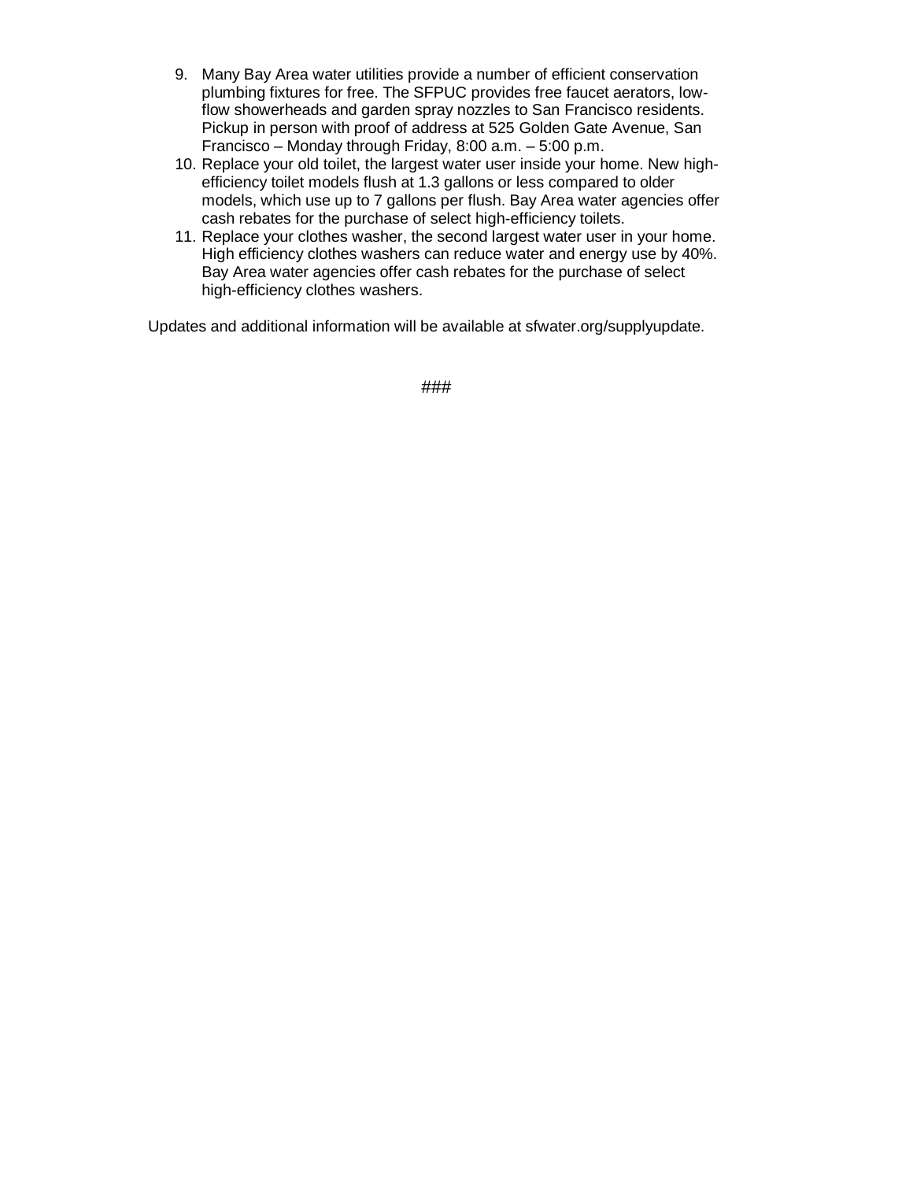9. Many Bay Area water utilities provide a number of efficient conservation plumbing fixtures for free. The SFPUC provides free faucet aerators, low-flow showerheads and garden spray nozzles to San Francisco residents. Pickup in person with proof of address at 525 Golden Gate Avenue, San Francisco – Monday through Friday, 8:00 a.m. – 5:00 p.m.
10. Replace your old toilet, the largest water user inside your home. New high-efficiency toilet models flush at 1.3 gallons or less compared to older models, which use up to 7 gallons per flush. Bay Area water agencies offer cash rebates for the purchase of select high-efficiency toilets.
11. Replace your clothes washer, the second largest water user in your home. High efficiency clothes washers can reduce water and energy use by 40%. Bay Area water agencies offer cash rebates for the purchase of select high-efficiency clothes washers.

Updates and additional information will be available at sfwater.org/supplyupdate.

###